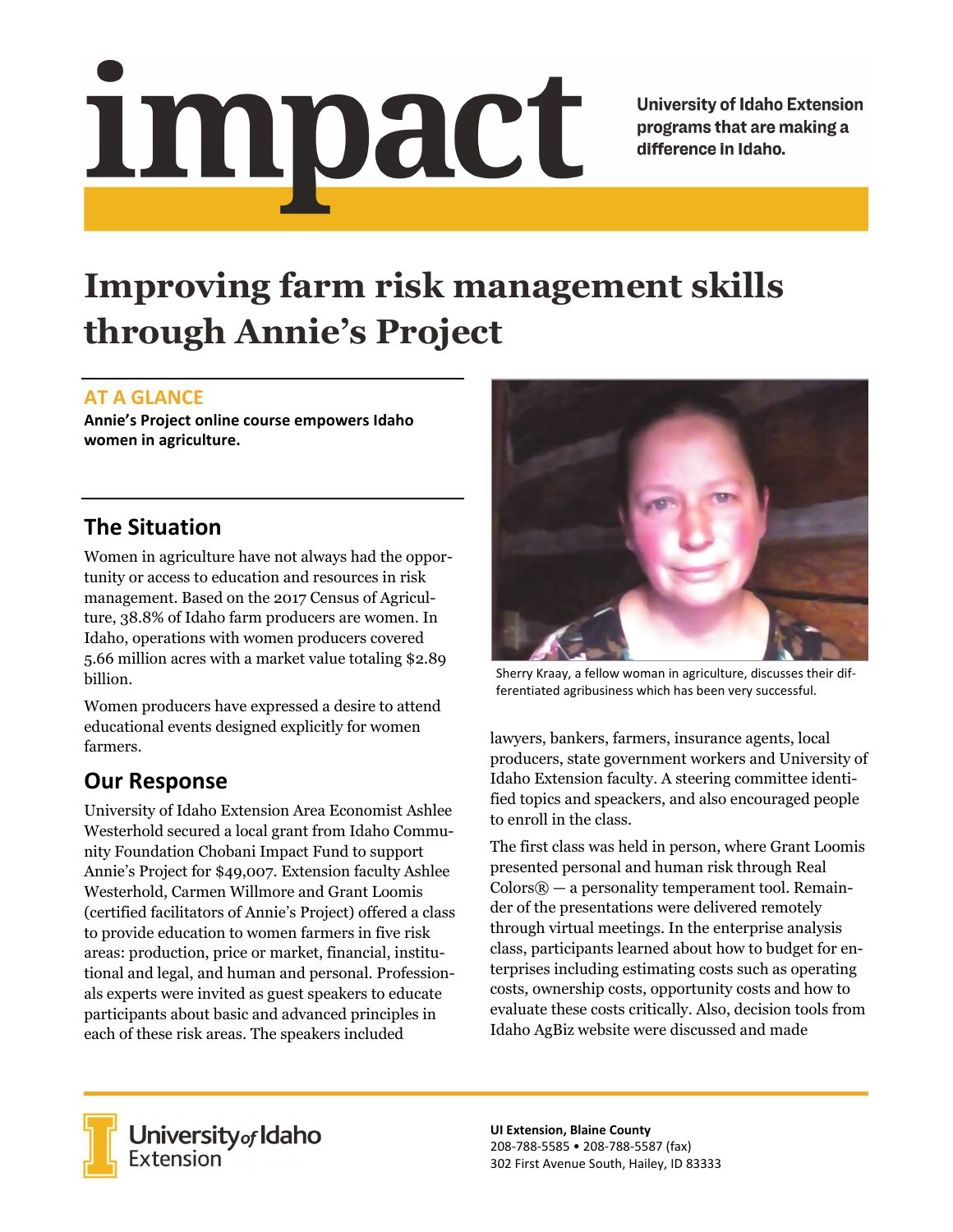# impact

University of Idaho Extension programs that are making a difference in Idaho.

# Improving farm risk management skills through Annie's Project

### AT A GLANCE

**Annie's Project online course empowers Idaho women in agriculture.**

## The Situation

Women in agriculture have not always had the opportunity or access to education and resources in risk management. Based on the 2017 Census of Agriculture, 38.8% of Idaho farm producers are women. In Idaho, operations with women producers covered 5.66 million acres with a market value totaling $2.89 billion.

Women producers have expressed a desire to attend educational events designed explicitly for women farmers.

## Our Response

University of Idaho Extension Area Economist Ashlee Westerhold secured a local grant from Idaho Community Foundation Chobani Impact Fund to support Annie's Project for $49,007. Extension faculty Ashlee Westerhold, Carmen Willmore and Grant Loomis (certified facilitators of Annie's Project) offered a class to provide education to women farmers in five risk areas: production, price or market, financial, institutional and legal, and human and personal. Professionals experts were invited as guest speakers to educate participants about basic and advanced principles in each of these risk areas. The speakers included lawyers, bankers, farmers, insurance agents, local producers, state government workers and University of Idaho Extension faculty. A steering committee identified topics and speakers, and also encouraged people to enroll in the class.

Sherry Kraay, a fellow woman in agriculture, discusses their differentiated agribusiness which has been very successful.

The first class was held in person, where Grant Loomis presented personal and human risk through Real Colors® — a personality temperament tool. Remainder of the presentations were delivered remotely through virtual meetings. In the enterprise analysis class, participants learned about how to budget for enterprises including estimating costs such as operating costs, ownership costs, opportunity costs and how to evaluate these costs critically. Also, decision tools from Idaho AgBiz website were discussed and made

University of Idaho Extension

**UI Extension, Blaine County**
208-788-5585 • 208-788-5587 (fax)
302 First Avenue South, Hailey, ID 83333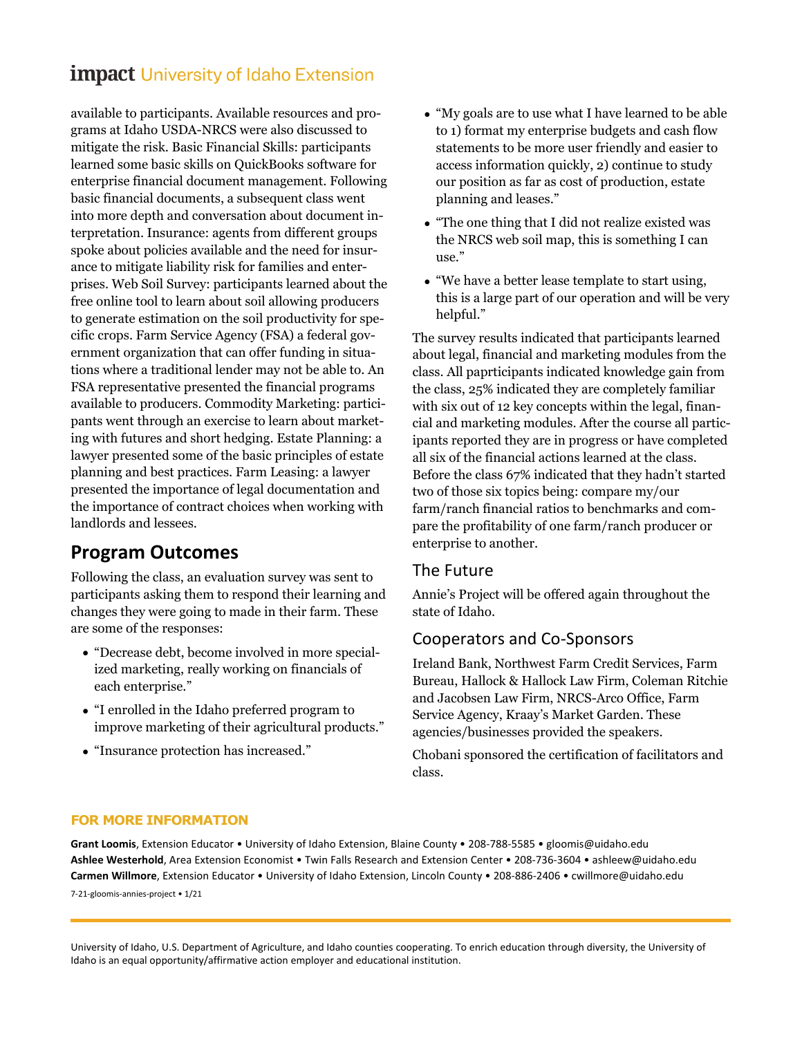available to participants. Available resources and programs at Idaho USDA-NRCS were also discussed to mitigate the risk. Basic Financial Skills: participants learned some basic skills on QuickBooks software for enterprise financial document management. Following basic financial documents, a subsequent class went into more depth and conversation about document interpretation. Insurance: agents from different groups spoke about policies available and the need for insurance to mitigate liability risk for families and enterprises. Web Soil Survey: participants learned about the free online tool to learn about soil allowing producers to generate estimation on the soil productivity for specific crops. Farm Service Agency (FSA) a federal government organization that can offer funding in situations where a traditional lender may not be able to. An FSA representative presented the financial programs available to producers. Commodity Marketing: participants went through an exercise to learn about marketing with futures and short hedging. Estate Planning: a lawyer presented some of the basic principles of estate planning and best practices. Farm Leasing: a lawyer presented the importance of legal documentation and the importance of contract choices when working with landlords and lessees.

## Program Outcomes

Following the class, an evaluation survey was sent to participants asking them to respond their learning and changes they were going to made in their farm. These are some of the responses:

- "Decrease debt, become involved in more specialized marketing, really working on financials of each enterprise."
- "I enrolled in the Idaho preferred program to improve marketing of their agricultural products."
- "Insurance protection has increased."
- "My goals are to use what I have learned to be able to 1) format my enterprise budgets and cash flow statements to be more user friendly and easier to access information quickly, 2) continue to study our position as far as cost of production, estate planning and leases."
- "The one thing that I did not realize existed was the NRCS web soil map, this is something I can use."
- "We have a better lease template to start using, this is a large part of our operation and will be very helpful."

The survey results indicated that participants learned about legal, financial and marketing modules from the class. All paprticipants indicated knowledge gain from the class, 25% indicated they are completely familiar with six out of 12 key concepts within the legal, financial and marketing modules. After the course all participants reported they are in progress or have completed all six of the financial actions learned at the class. Before the class 67% indicated that they hadn't started two of those six topics being: compare my/our farm/ranch financial ratios to benchmarks and compare the profitability of one farm/ranch producer or enterprise to another.

### The Future

Annie's Project will be offered again throughout the state of Idaho.

### Cooperators and Co-Sponsors

Ireland Bank, Northwest Farm Credit Services, Farm Bureau, Hallock & Hallock Law Firm, Coleman Ritchie and Jacobsen Law Firm, NRCS-Arco Office, Farm Service Agency, Kraay's Market Garden. These agencies/businesses provided the speakers.

Chobani sponsored the certification of facilitators and class.

#### FOR MORE INFORMATION

**Grant Loomis**, Extension Educator • University of Idaho Extension, Blaine County • 208-788-5585 • gloomis@uidaho.edu
**Ashlee Westerhold**, Area Extension Economist • Twin Falls Research and Extension Center • 208-736-3604 • ashleew@uidaho.edu
**Carmen Willmore**, Extension Educator • University of Idaho Extension, Lincoln County • 208-886-2406 • cwillmore@uidaho.edu

7-21-gloomis-annies-project • 1/21

University of Idaho, U.S. Department of Agriculture, and Idaho counties cooperating. To enrich education through diversity, the University of Idaho is an equal opportunity/affirmative action employer and educational institution.